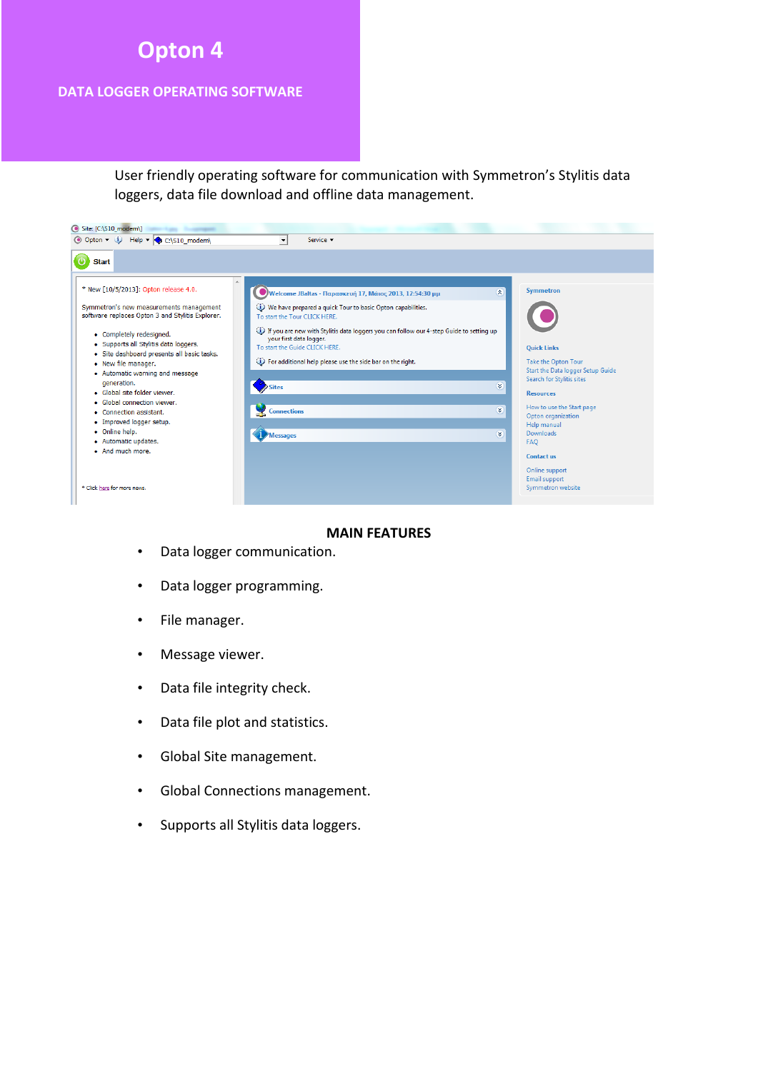# Opton 4

## DATA LOGGER OPERATING SOFTWARE

User friendly operating software for communication with Symmetron's Stylitis data loggers, data file download and offline data management.

### MAIN FEATURES

- Data logger communication.
- Data logger programming.
- File manager.
- Message viewer.
- Data file integrity check.
- Data file plot and statistics.
- Global Site management.
- Global Connections management.
- Supports all Stylitis data loggers.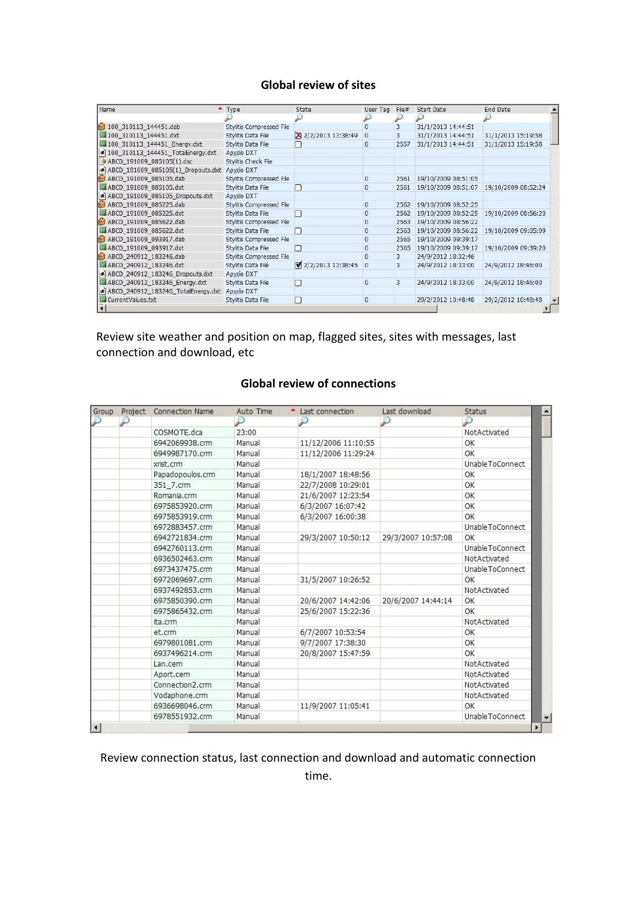**Global review of sites**

| Name | Type | State | User Tag | File# | Start Date | End Date |
|---|---|---|---|---|---|---|
| 100_310113_144451.dab | Stylitis Compressed File | | 0 | 3 | 31/1/2013 14:44:51 | |
| 100_310113_144451.dxt | Stylitis Data File | 2/2/2013 13:38:49 | 0 | 3 | 31/1/2013 14:44:51 | 31/1/2013 15:19:58 |
| 100_310113_144451_Energy.dxt | Stylitis Data File | | 0 | 2557 | 31/1/2013 14:44:51 | 31/1/2013 15:19:58 |
| 100_310113_144451_TotalEnergy.dxt | Apyxio DXT | | | | | |
| ABCD_191009_085105(1).dsc | Stylitis Check File | | | | | |
| ABCD_191009_085105(1)_Dropouts.dxt | Apyxio DXT | | | | | |
| ABCD_191009_085105.dab | Stylitis Compressed File | | 0 | 2561 | 19/10/2009 08:51:05 | |
| ABCD_191009_085105.dxt | Stylitis Data File | | 0 | 2561 | 19/10/2009 08:51:07 | 19/10/2009 08:52:24 |
| ABCD_191009_085105_Dropouts.dxt | Apyxio DXT | | | | | |
| ABCD_191009_085225.dab | Stylitis Compressed File | | 0 | 2562 | 19/10/2009 08:52:25 | |
| ABCD_191009_085225.dxt | Stylitis Data File | | 0 | 2562 | 19/10/2009 08:52:25 | 19/10/2009 08:56:20 |
| ABCD_191009_085622.dab | Stylitis Compressed File | | 0 | 2563 | 19/10/2009 08:56:22 | |
| ABCD_191009_085622.dxt | Stylitis Data File | | 0 | 2563 | 19/10/2009 08:56:22 | 19/10/2009 09:05:09 |
| ABCD_191009_093917.dab | Stylitis Compressed File | | 0 | 2565 | 19/10/2009 09:39:17 | |
| ABCD_191009_093917.dxt | Stylitis Data File | | 0 | 2565 | 19/10/2009 09:39:17 | 19/10/2009 09:39:20 |
| ABCD_240912_183246.dab | Stylitis Compressed File | | 0 | 3 | 24/9/2012 18:32:46 | |
| ABCD_240912_183246.dxt | Stylitis Data File | 2/2/2013 13:38:45 | 0 | 3 | 24/9/2012 18:33:00 | 24/9/2012 18:46:00 |
| ABCD_240912_183246_Dropouts.dxt | Apyxio DXT | | | | | |
| ABCD_240912_183246_Energy.dxt | Stylitis Data File | | 0 | 3 | 24/9/2012 18:33:00 | 24/9/2012 18:46:00 |
| ABCD_240912_183246_TotalEnergy.dxt | Apyxio DXT | | | | | |
| CurrentValues.txt | Stylitis Data File | | 0 | | 29/2/2012 10:48:48 | 29/2/2012 10:48:48 |

Review site weather and position on map, flagged sites, sites with messages, last connection and download, etc

**Global review of connections**

| Group | Project | Connection Name | Auto Time | Last connection | Last download | Status |
|---|---|---|---|---|---|---|
| | | COSMOTE.dca | 23:00 | | | NotActivated |
| | | 6942069938.crm | Manual | 11/12/2006 11:10:55 | | OK |
| | | 6949987170.crm | Manual | 11/12/2006 11:29:24 | | OK |
| | | xrist.crm | Manual | | | UnableToConnect |
| | | Papadopoulos.crm | Manual | 18/1/2007 18:48:56 | | OK |
| | | 351_7.crm | Manual | 22/7/2008 10:29:01 | | OK |
| | | Romania.crm | Manual | 21/6/2007 12:23:54 | | OK |
| | | 6975853920.crm | Manual | 6/3/2007 16:07:42 | | OK |
| | | 6975853919.crm | Manual | 6/3/2007 16:00:38 | | OK |
| | | 6972883457.crm | Manual | | | UnableToConnect |
| | | 6942721834.crm | Manual | 29/3/2007 10:50:12 | 29/3/2007 10:57:08 | OK |
| | | 6942760113.crm | Manual | | | UnableToConnect |
| | | 6936502463.crm | Manual | | | NotActivated |
| | | 6973437475.crm | Manual | | | UnableToConnect |
| | | 6972069697.crm | Manual | 31/5/2007 10:26:52 | | OK |
| | | 6937492853.crm | Manual | | | NotActivated |
| | | 6975850390.crm | Manual | 20/6/2007 14:42:06 | 20/6/2007 14:44:14 | OK |
| | | 6975865432.crm | Manual | 25/6/2007 15:22:36 | | OK |
| | | ita.crm | Manual | | | NotActivated |
| | | et.crm | Manual | 6/7/2007 10:53:54 | | OK |
| | | 6979801081.crm | Manual | 9/7/2007 17:38:30 | | OK |
| | | 6937496214.crm | Manual | 20/8/2007 15:47:59 | | OK |
| | | Lan.cem | Manual | | | NotActivated |
| | | Aport.cem | Manual | | | NotActivated |
| | | Connection2.crm | Manual | | | NotActivated |
| | | Vodaphone.crm | Manual | | | NotActivated |
| | | 6936698046.crm | Manual | 11/9/2007 11:05:41 | | OK |
| | | 6978551932.crm | Manual | | | UnableToConnect |

Review connection status, last connection and download and automatic connection time.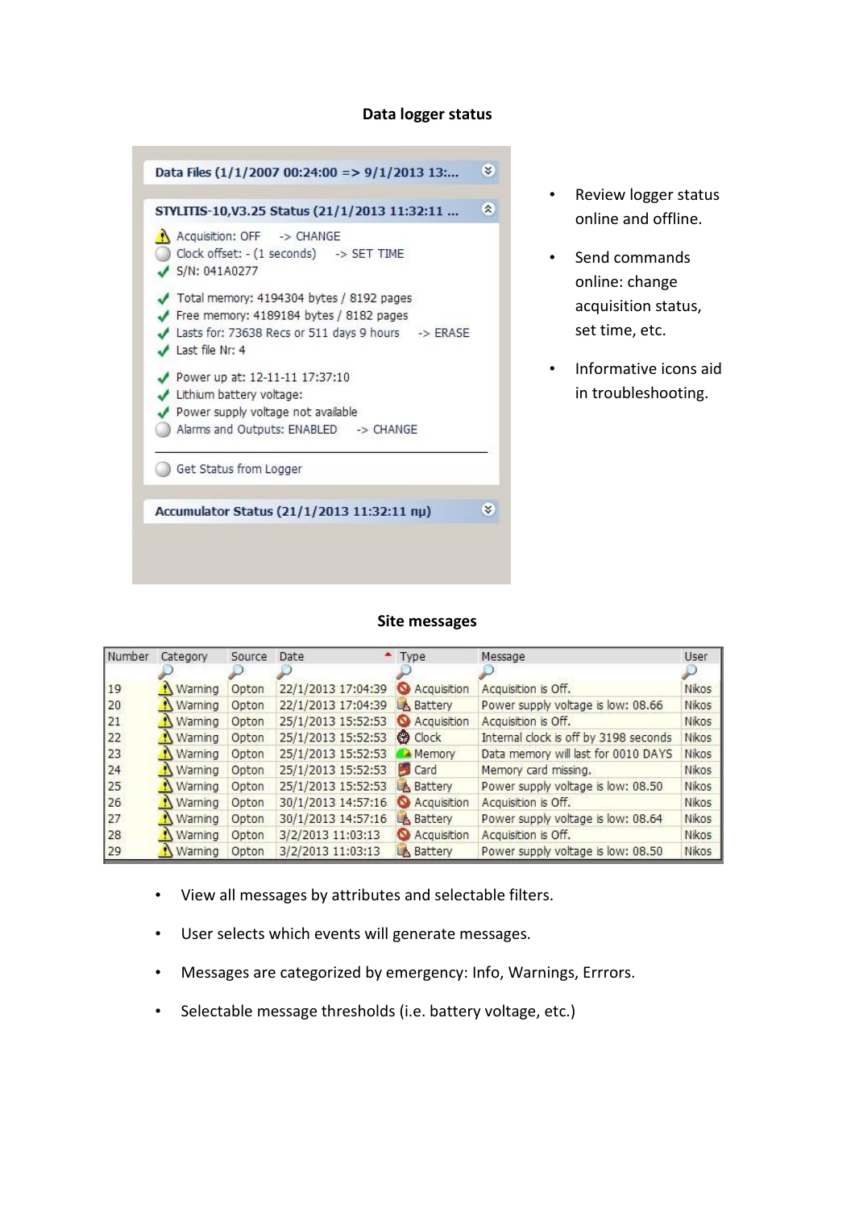## Data logger status

**Data Files (1/1/2007 00:24:00 => 9/1/2013 13:...**

**STYLITIS-10,V3.25 Status (21/1/2013 11:32:11 ...**

- Acquisition: OFF -> CHANGE
- Clock offset: - (1 seconds) -> SET TIME
- S/N: 041A0277
- Total memory: 4194304 bytes / 8192 pages
- Free memory: 4189184 bytes / 8182 pages
- Lasts for: 73638 Recs or 511 days 9 hours -> ERASE
- Last file Nr: 4
- Power up at: 12-11-11 17:37:10
- Lithium battery voltage:
- Power supply voltage not available
- Alarms and Outputs: ENABLED -> CHANGE
- Get Status from Logger

**Accumulator Status (21/1/2013 11:32:11 πμ)**

- Review logger status online and offline.
- Send commands online: change acquisition status, set time, etc.
- Informative icons aid in troubleshooting.

## Site messages

| Number | Category | Source | Date | Type | Message | User |
|---|---|---|---|---|---|---|
| 19 | Warning | Opton | 22/1/2013 17:04:39 | Acquisition | Acquisition is Off. | Nikos |
| 20 | Warning | Opton | 22/1/2013 17:04:39 | Battery | Power supply voltage is low: 08.66 | Nikos |
| 21 | Warning | Opton | 25/1/2013 15:52:53 | Acquisition | Acquisition is Off. | Nikos |
| 22 | Warning | Opton | 25/1/2013 15:52:53 | Clock | Internal clock is off by 3198 seconds | Nikos |
| 23 | Warning | Opton | 25/1/2013 15:52:53 | Memory | Data memory will last for 0010 DAYS | Nikos |
| 24 | Warning | Opton | 25/1/2013 15:52:53 | Card | Memory card missing. | Nikos |
| 25 | Warning | Opton | 25/1/2013 15:52:53 | Battery | Power supply voltage is low: 08.50 | Nikos |
| 26 | Warning | Opton | 30/1/2013 14:57:16 | Acquisition | Acquisition is Off. | Nikos |
| 27 | Warning | Opton | 30/1/2013 14:57:16 | Battery | Power supply voltage is low: 08.64 | Nikos |
| 28 | Warning | Opton | 3/2/2013 11:03:13 | Acquisition | Acquisition is Off. | Nikos |
| 29 | Warning | Opton | 3/2/2013 11:03:13 | Battery | Power supply voltage is low: 08.50 | Nikos |

- View all messages by attributes and selectable filters.
- User selects which events will generate messages.
- Messages are categorized by emergency: Info, Warnings, Errrors.
- Selectable message thresholds (i.e. battery voltage, etc.)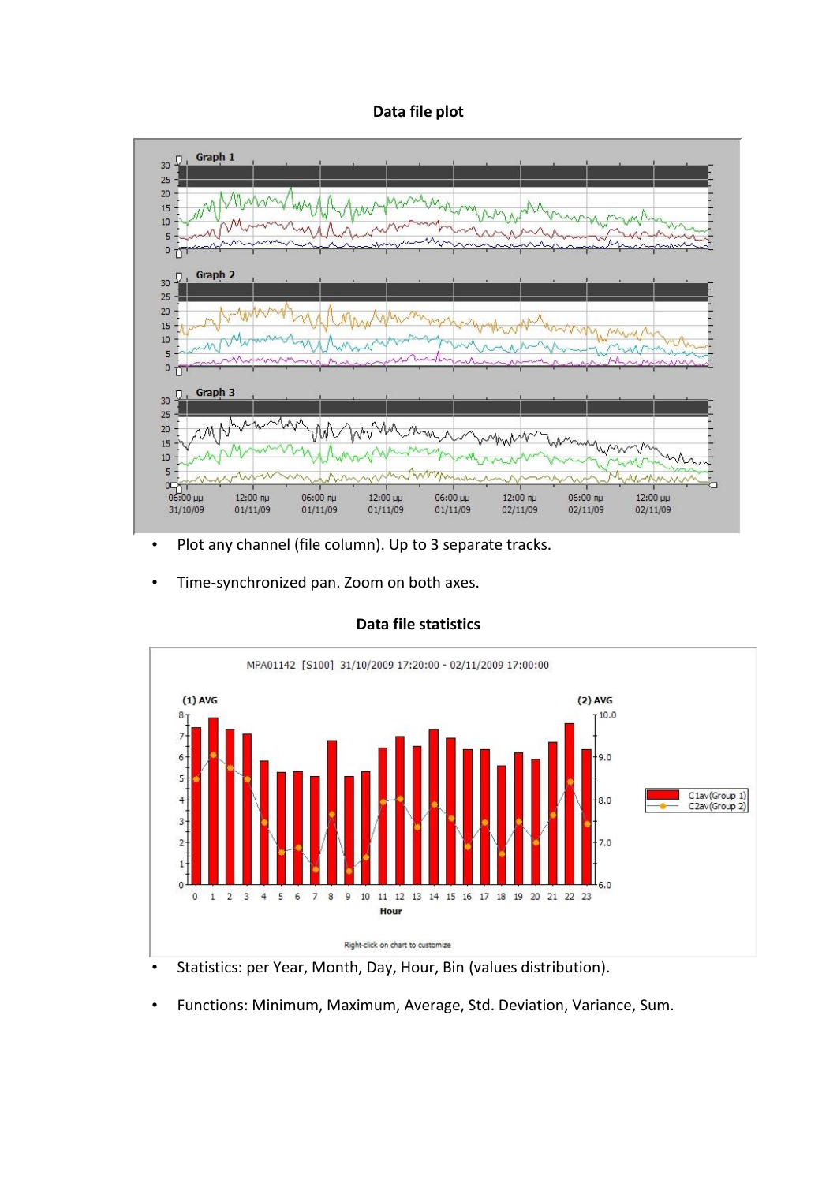**Data file plot**

- Plot any channel (file column). Up to 3 separate tracks.

- Time-synchronized pan. Zoom on both axes.

**Data file statistics**

- Statistics: per Year, Month, Day, Hour, Bin (values distribution).

- Functions: Minimum, Maximum, Average, Std. Deviation, Variance, Sum.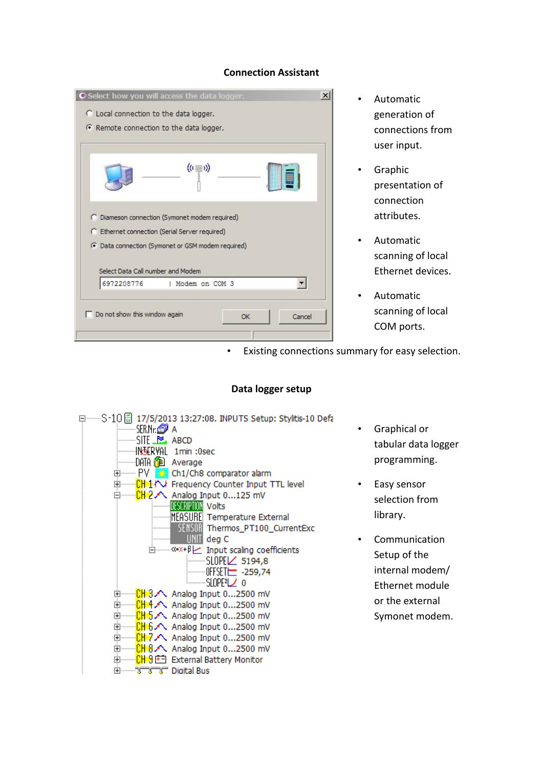## Connection Assistant

- Automatic generation of connections from user input.
- Graphic presentation of connection attributes.
- Automatic scanning of local Ethernet devices.
- Automatic scanning of local COM ports.
- Existing connections summary for easy selection.

## Data logger setup

- Graphical or tabular data logger programming.
- Easy sensor selection from library.
- Communication Setup of the internal modem/ Ethernet module or the external Symonet modem.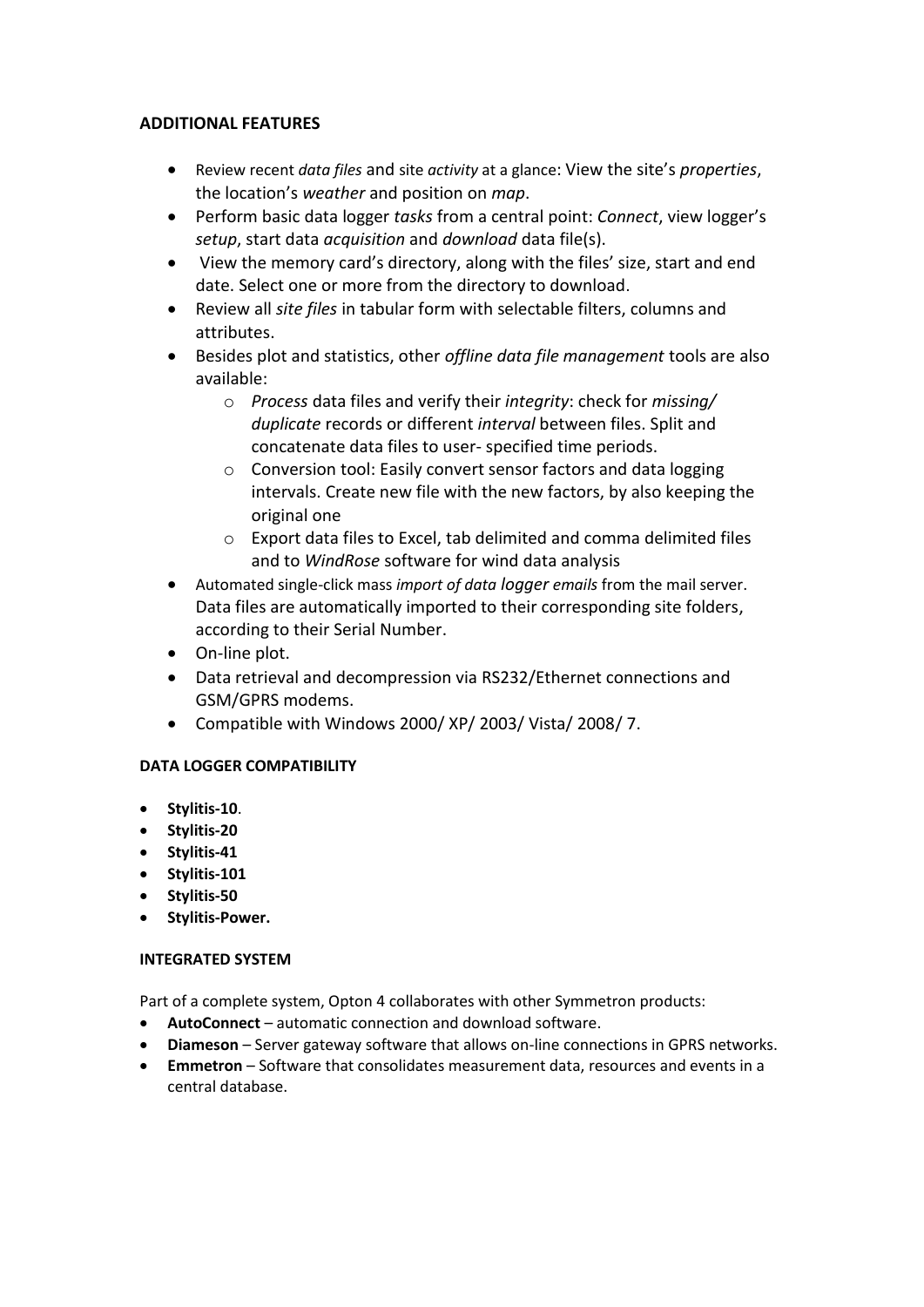## ADDITIONAL FEATURES

- Review recent *data files* and site *activity* at a glance: View the site's *properties*, the location's *weather* and position on *map*.
- Perform basic data logger *tasks* from a central point: *Connect*, view logger's *setup*, start data *acquisition* and *download* data file(s).
- View the memory card's directory, along with the files' size, start and end date. Select one or more from the directory to download.
- Review all *site files* in tabular form with selectable filters, columns and attributes.
- Besides plot and statistics, other *offline data file management* tools are also available:
  - *Process* data files and verify their *integrity*: check for *missing/ duplicate* records or different *interval* between files. Split and concatenate data files to user- specified time periods.
  - Conversion tool: Easily convert sensor factors and data logging intervals. Create new file with the new factors, by also keeping the original one
  - Export data files to Excel, tab delimited and comma delimited files and to *WindRose* software for wind data analysis
- Automated single-click mass *import of data logger emails* from the mail server. Data files are automatically imported to their corresponding site folders, according to their Serial Number.
- On-line plot.
- Data retrieval and decompression via RS232/Ethernet connections and GSM/GPRS modems.
- Compatible with Windows 2000/ XP/ 2003/ Vista/ 2008/ 7.

## DATA LOGGER COMPATIBILITY

- **Stylitis-10**.
- **Stylitis-20**
- **Stylitis-41**
- **Stylitis-101**
- **Stylitis-50**
- **Stylitis-Power.**

## INTEGRATED SYSTEM

Part of a complete system, Opton 4 collaborates with other Symmetron products:

- **AutoConnect** – automatic connection and download software.
- **Diameson** – Server gateway software that allows on-line connections in GPRS networks.
- **Emmetron** – Software that consolidates measurement data, resources and events in a central database.